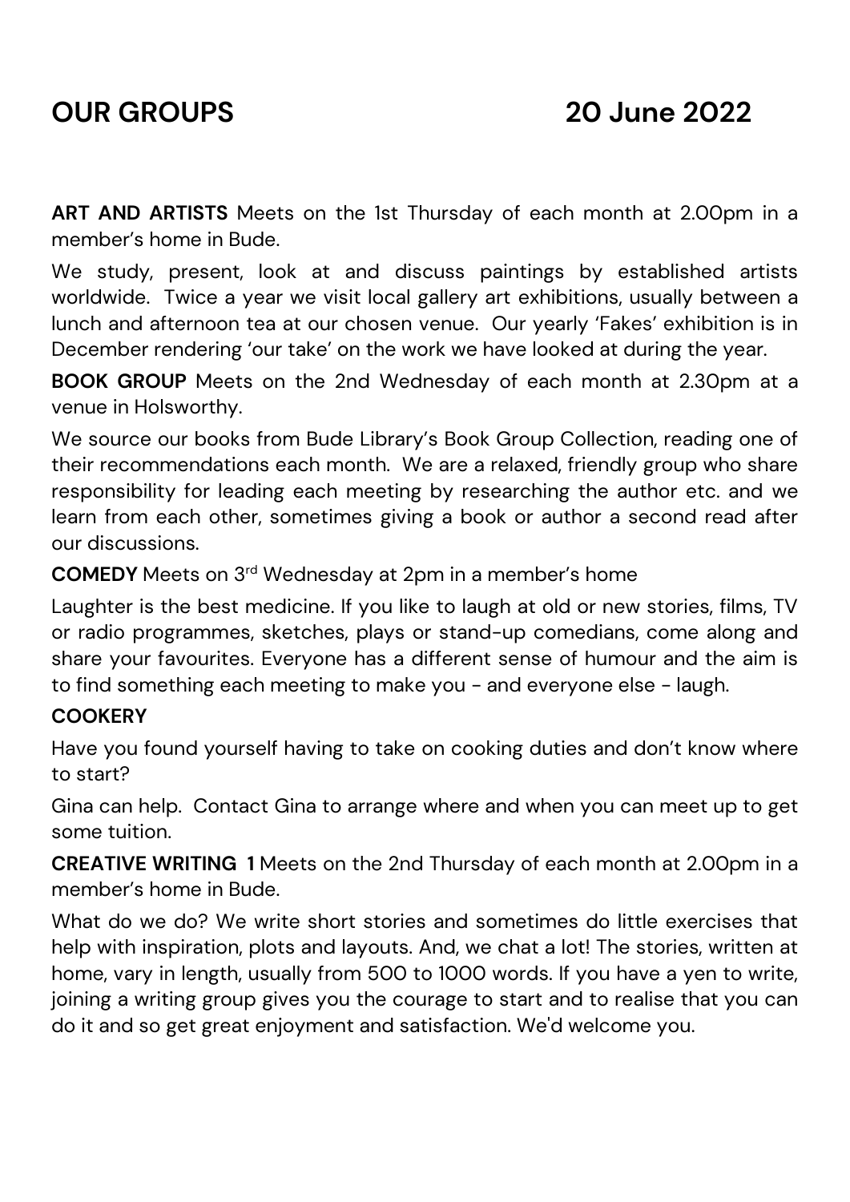# OUR GROUPS 20 June 2022

**ART AND ARTISTS** Meets on the 1st Thursday of each month at 2.00pm in a member's home in Bude.

We study, present, look at and discuss paintings by established artists worldwide. Twice a year we visit local gallery art exhibitions, usually between a lunch and afternoon tea at our chosen venue. Our yearly 'Fakes' exhibition is in December rendering 'our take' on the work we have looked at during the year.

**BOOK GROUP** Meets on the 2nd Wednesday of each month at 2.30pm at a venue in Holsworthy.

We source our books from Bude Library's Book Group Collection, reading one of their recommendations each month. We are a relaxed, friendly group who share responsibility for leading each meeting by researching the author etc. and we learn from each other, sometimes giving a book or author a second read after our discussions.

**COMEDY** Meets on 3rd Wednesday at 2pm in a member's home

Laughter is the best medicine. If you like to laugh at old or new stories, films, TV or radio programmes, sketches, plays or stand-up comedians, come along and share your favourites. Everyone has a different sense of humour and the aim is to find something each meeting to make you - and everyone else - laugh.

**COOKERY**

Have you found yourself having to take on cooking duties and don't know where to start?

Gina can help. Contact Gina to arrange where and when you can meet up to get some tuition.

**CREATIVE WRITING 1** Meets on the 2nd Thursday of each month at 2.00pm in a member's home in Bude.

What do we do? We write short stories and sometimes do little exercises that help with inspiration, plots and layouts. And, we chat a lot! The stories, written at home, vary in length, usually from 500 to 1000 words. If you have a yen to write, joining a writing group gives you the courage to start and to realise that you can do it and so get great enjoyment and satisfaction. We'd welcome you.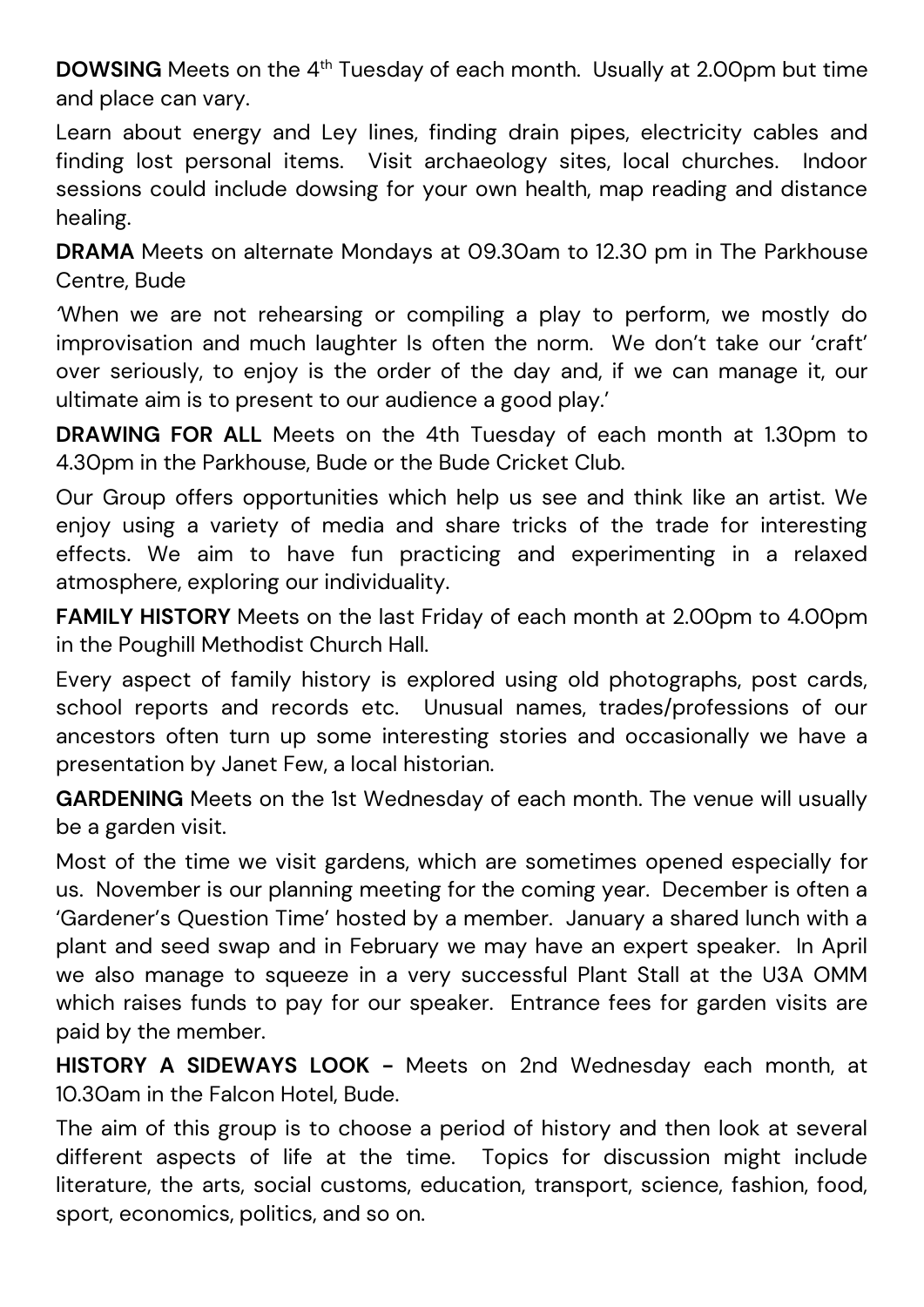**DOWSING** Meets on the 4th Tuesday of each month. Usually at 2.00pm but time and place can vary.

Learn about energy and Ley lines, finding drain pipes, electricity cables and finding lost personal items. Visit archaeology sites, local churches. Indoor sessions could include dowsing for your own health, map reading and distance healing.

**DRAMA** Meets on alternate Mondays at 09.30am to 12.30 pm in The Parkhouse Centre, Bude

'When we are not rehearsing or compiling a play to perform, we mostly do improvisation and much laughter Is often the norm. We don't take our 'craft' over seriously, to enjoy is the order of the day and, if we can manage it, our ultimate aim is to present to our audience a good play.'

**DRAWING FOR ALL** Meets on the 4th Tuesday of each month at 1.30pm to 4.30pm in the Parkhouse, Bude or the Bude Cricket Club.

Our Group offers opportunities which help us see and think like an artist. We enjoy using a variety of media and share tricks of the trade for interesting effects. We aim to have fun practicing and experimenting in a relaxed atmosphere, exploring our individuality.

**FAMILY HISTORY** Meets on the last Friday of each month at 2.00pm to 4.00pm in the Poughill Methodist Church Hall.

Every aspect of family history is explored using old photographs, post cards, school reports and records etc. Unusual names, trades/professions of our ancestors often turn up some interesting stories and occasionally we have a presentation by Janet Few, a local historian.

**GARDENING** Meets on the 1st Wednesday of each month. The venue will usually be a garden visit.

Most of the time we visit gardens, which are sometimes opened especially for us. November is our planning meeting for the coming year. December is often a 'Gardener's Question Time' hosted by a member. January a shared lunch with a plant and seed swap and in February we may have an expert speaker. In April we also manage to squeeze in a very successful Plant Stall at the U3A OMM which raises funds to pay for our speaker. Entrance fees for garden visits are paid by the member.

**HISTORY A SIDEWAYS LOOK -** Meets on 2nd Wednesday each month, at 10.30am in the Falcon Hotel, Bude.

The aim of this group is to choose a period of history and then look at several different aspects of life at the time. Topics for discussion might include literature, the arts, social customs, education, transport, science, fashion, food, sport, economics, politics, and so on.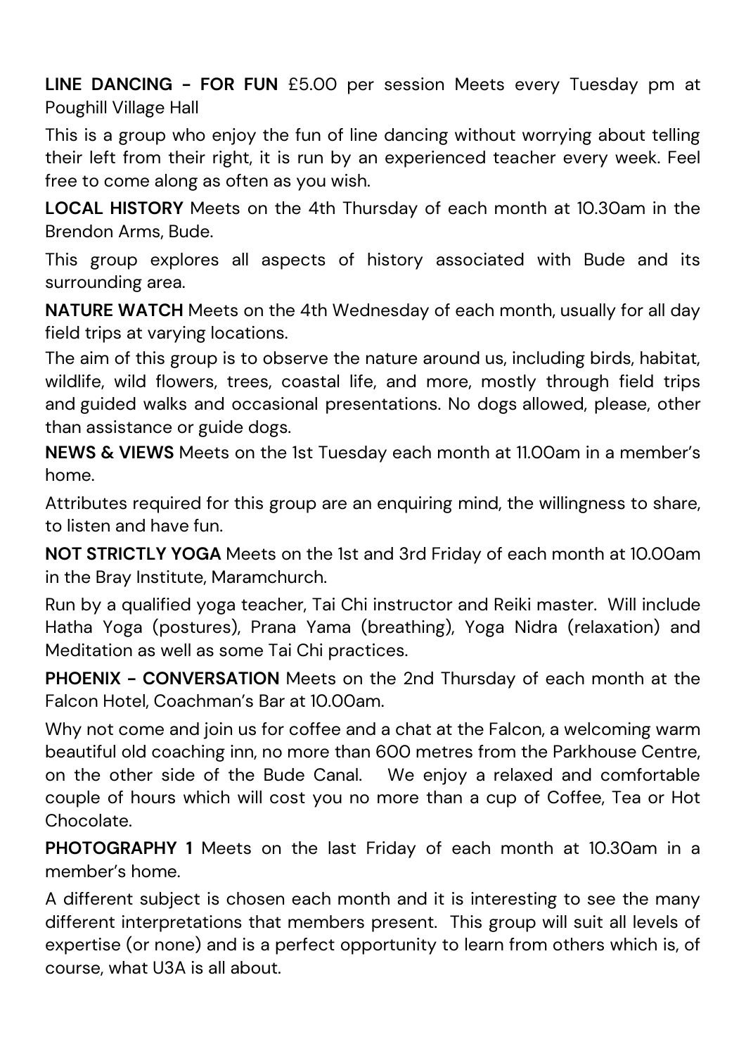**LINE DANCING - FOR FUN** £5.00 per session Meets every Tuesday pm at Poughill Village Hall

This is a group who enjoy the fun of line dancing without worrying about telling their left from their right, it is run by an experienced teacher every week. Feel free to come along as often as you wish.

**LOCAL HISTORY** Meets on the 4th Thursday of each month at 10.30am in the Brendon Arms, Bude.

This group explores all aspects of history associated with Bude and its surrounding area.

**NATURE WATCH** Meets on the 4th Wednesday of each month, usually for all day field trips at varying locations.

The aim of this group is to observe the nature around us, including birds, habitat, wildlife, wild flowers, trees, coastal life, and more, mostly through field trips and guided walks and occasional presentations. No dogs allowed, please, other than assistance or guide dogs.

**NEWS & VIEWS** Meets on the 1st Tuesday each month at 11.00am in a member's home.

Attributes required for this group are an enquiring mind, the willingness to share, to listen and have fun.

**NOT STRICTLY YOGA** Meets on the 1st and 3rd Friday of each month at 10.00am in the Bray Institute, Maramchurch.

Run by a qualified yoga teacher, Tai Chi instructor and Reiki master. Will include Hatha Yoga (postures), Prana Yama (breathing), Yoga Nidra (relaxation) and Meditation as well as some Tai Chi practices.

**PHOENIX - CONVERSATION** Meets on the 2nd Thursday of each month at the Falcon Hotel, Coachman's Bar at 10.00am.

Why not come and join us for coffee and a chat at the Falcon, a welcoming warm beautiful old coaching inn, no more than 600 metres from the Parkhouse Centre, on the other side of the Bude Canal. We enjoy a relaxed and comfortable couple of hours which will cost you no more than a cup of Coffee, Tea or Hot Chocolate.

**PHOTOGRAPHY 1** Meets on the last Friday of each month at 10.30am in a member's home.

A different subject is chosen each month and it is interesting to see the many different interpretations that members present. This group will suit all levels of expertise (or none) and is a perfect opportunity to learn from others which is, of course, what U3A is all about.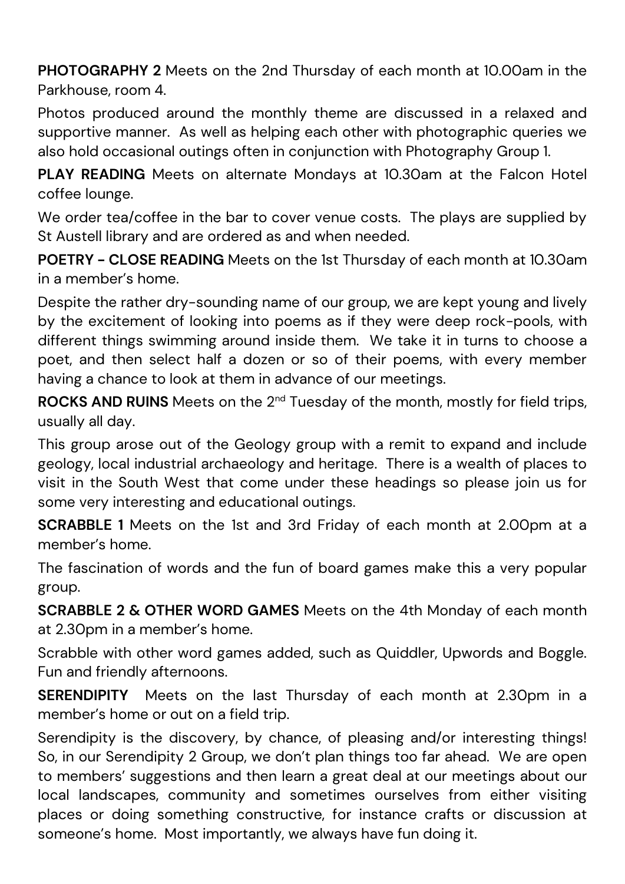**PHOTOGRAPHY 2** Meets on the 2nd Thursday of each month at 10.00am in the Parkhouse, room 4.

Photos produced around the monthly theme are discussed in a relaxed and supportive manner. As well as helping each other with photographic queries we also hold occasional outings often in conjunction with Photography Group 1.

**PLAY READING** Meets on alternate Mondays at 10.30am at the Falcon Hotel coffee lounge.

We order tea/coffee in the bar to cover venue costs. The plays are supplied by St Austell library and are ordered as and when needed.

**POETRY - CLOSE READING** Meets on the 1st Thursday of each month at 10.30am in a member's home.

Despite the rather dry-sounding name of our group, we are kept young and lively by the excitement of looking into poems as if they were deep rock-pools, with different things swimming around inside them. We take it in turns to choose a poet, and then select half a dozen or so of their poems, with every member having a chance to look at them in advance of our meetings.

**ROCKS AND RUINS** Meets on the 2nd Tuesday of the month, mostly for field trips, usually all day.

This group arose out of the Geology group with a remit to expand and include geology, local industrial archaeology and heritage. There is a wealth of places to visit in the South West that come under these headings so please join us for some very interesting and educational outings.

**SCRABBLE 1** Meets on the 1st and 3rd Friday of each month at 2.00pm at a member's home.

The fascination of words and the fun of board games make this a very popular group.

**SCRABBLE 2 & OTHER WORD GAMES** Meets on the 4th Monday of each month at 2.30pm in a member's home.

Scrabble with other word games added, such as Quiddler, Upwords and Boggle. Fun and friendly afternoons.

**SERENDIPITY** Meets on the last Thursday of each month at 2.30pm in a member's home or out on a field trip.

Serendipity is the discovery, by chance, of pleasing and/or interesting things! So, in our Serendipity 2 Group, we don't plan things too far ahead. We are open to members' suggestions and then learn a great deal at our meetings about our local landscapes, community and sometimes ourselves from either visiting places or doing something constructive, for instance crafts or discussion at someone's home. Most importantly, we always have fun doing it.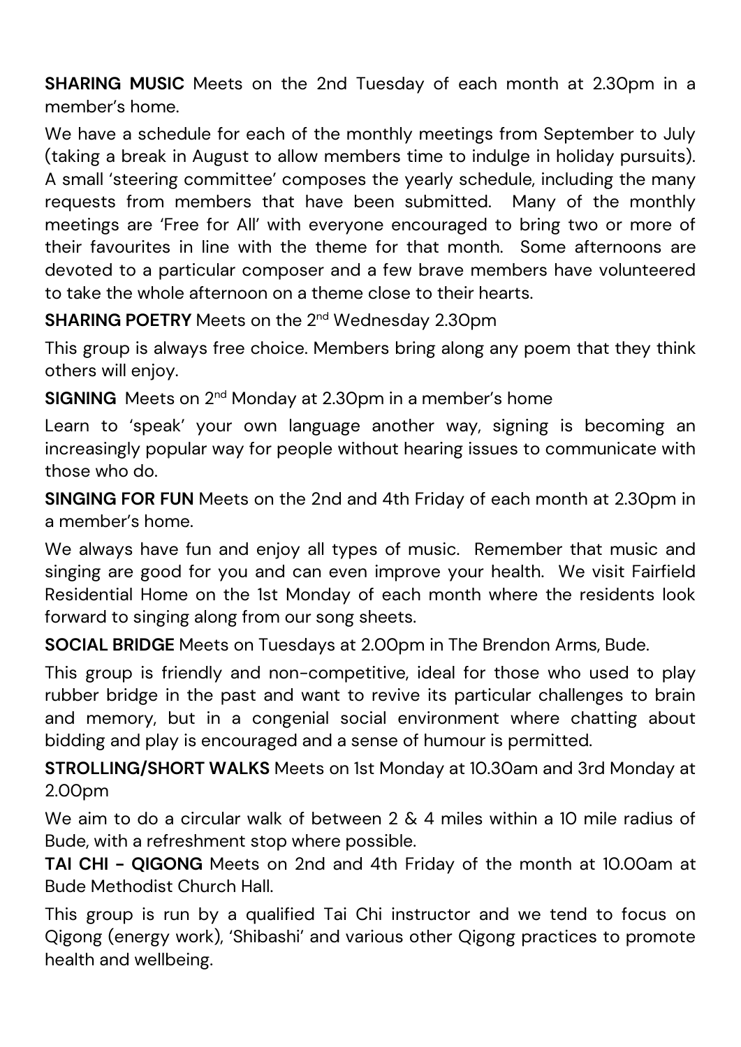**SHARING MUSIC** Meets on the 2nd Tuesday of each month at 2.30pm in a member's home.

We have a schedule for each of the monthly meetings from September to July (taking a break in August to allow members time to indulge in holiday pursuits). A small 'steering committee' composes the yearly schedule, including the many requests from members that have been submitted. Many of the monthly meetings are 'Free for All' with everyone encouraged to bring two or more of their favourites in line with the theme for that month. Some afternoons are devoted to a particular composer and a few brave members have volunteered to take the whole afternoon on a theme close to their hearts.

**SHARING POETRY** Meets on the 2nd Wednesday 2.30pm

This group is always free choice. Members bring along any poem that they think others will enjoy.

**SIGNING** Meets on 2nd Monday at 2.30pm in a member's home

Learn to 'speak' your own language another way, signing is becoming an increasingly popular way for people without hearing issues to communicate with those who do.

**SINGING FOR FUN** Meets on the 2nd and 4th Friday of each month at 2.30pm in a member's home.

We always have fun and enjoy all types of music. Remember that music and singing are good for you and can even improve your health. We visit Fairfield Residential Home on the 1st Monday of each month where the residents look forward to singing along from our song sheets.

**SOCIAL BRIDGE** Meets on Tuesdays at 2.00pm in The Brendon Arms, Bude.

This group is friendly and non-competitive, ideal for those who used to play rubber bridge in the past and want to revive its particular challenges to brain and memory, but in a congenial social environment where chatting about bidding and play is encouraged and a sense of humour is permitted.

**STROLLING/SHORT WALKS** Meets on 1st Monday at 10.30am and 3rd Monday at 2.00pm

We aim to do a circular walk of between 2 & 4 miles within a 10 mile radius of Bude, with a refreshment stop where possible.

**TAI CHI - QIGONG** Meets on 2nd and 4th Friday of the month at 10.00am at Bude Methodist Church Hall.

This group is run by a qualified Tai Chi instructor and we tend to focus on Qigong (energy work), 'Shibashi' and various other Qigong practices to promote health and wellbeing.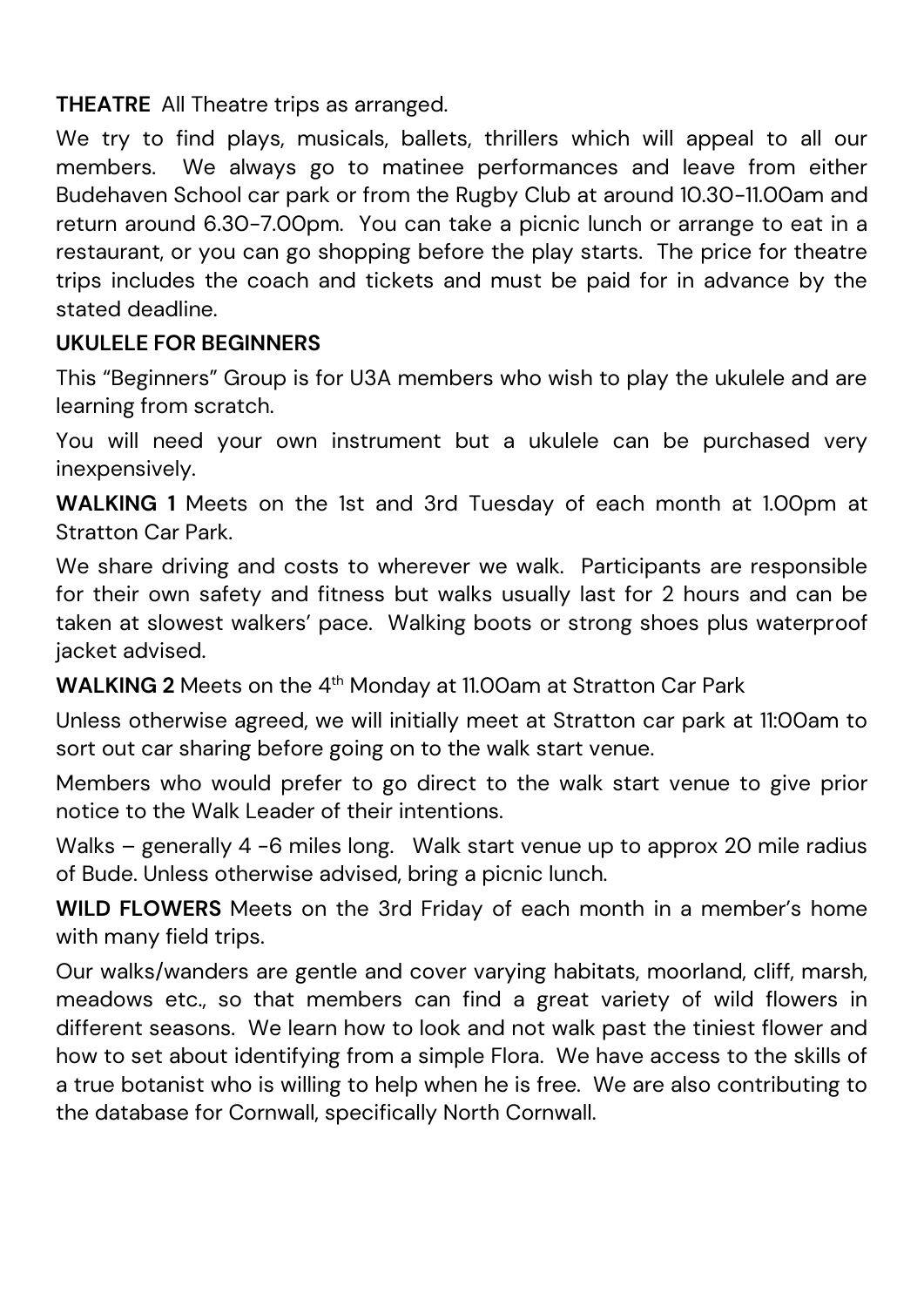**THEATRE** All Theatre trips as arranged.

We try to find plays, musicals, ballets, thrillers which will appeal to all our members. We always go to matinee performances and leave from either Budehaven School car park or from the Rugby Club at around 10.30-11.00am and return around 6.30-7.00pm. You can take a picnic lunch or arrange to eat in a restaurant, or you can go shopping before the play starts. The price for theatre trips includes the coach and tickets and must be paid for in advance by the stated deadline.

**UKULELE FOR BEGINNERS**

This "Beginners" Group is for U3A members who wish to play the ukulele and are learning from scratch.

You will need your own instrument but a ukulele can be purchased very inexpensively.

**WALKING 1** Meets on the 1st and 3rd Tuesday of each month at 1.00pm at Stratton Car Park.

We share driving and costs to wherever we walk. Participants are responsible for their own safety and fitness but walks usually last for 2 hours and can be taken at slowest walkers' pace. Walking boots or strong shoes plus waterproof jacket advised.

**WALKING 2** Meets on the 4th Monday at 11.00am at Stratton Car Park

Unless otherwise agreed, we will initially meet at Stratton car park at 11:00am to sort out car sharing before going on to the walk start venue.

Members who would prefer to go direct to the walk start venue to give prior notice to the Walk Leader of their intentions.

Walks – generally 4 -6 miles long. Walk start venue up to approx 20 mile radius of Bude. Unless otherwise advised, bring a picnic lunch.

**WILD FLOWERS** Meets on the 3rd Friday of each month in a member's home with many field trips.

Our walks/wanders are gentle and cover varying habitats, moorland, cliff, marsh, meadows etc., so that members can find a great variety of wild flowers in different seasons. We learn how to look and not walk past the tiniest flower and how to set about identifying from a simple Flora. We have access to the skills of a true botanist who is willing to help when he is free. We are also contributing to the database for Cornwall, specifically North Cornwall.